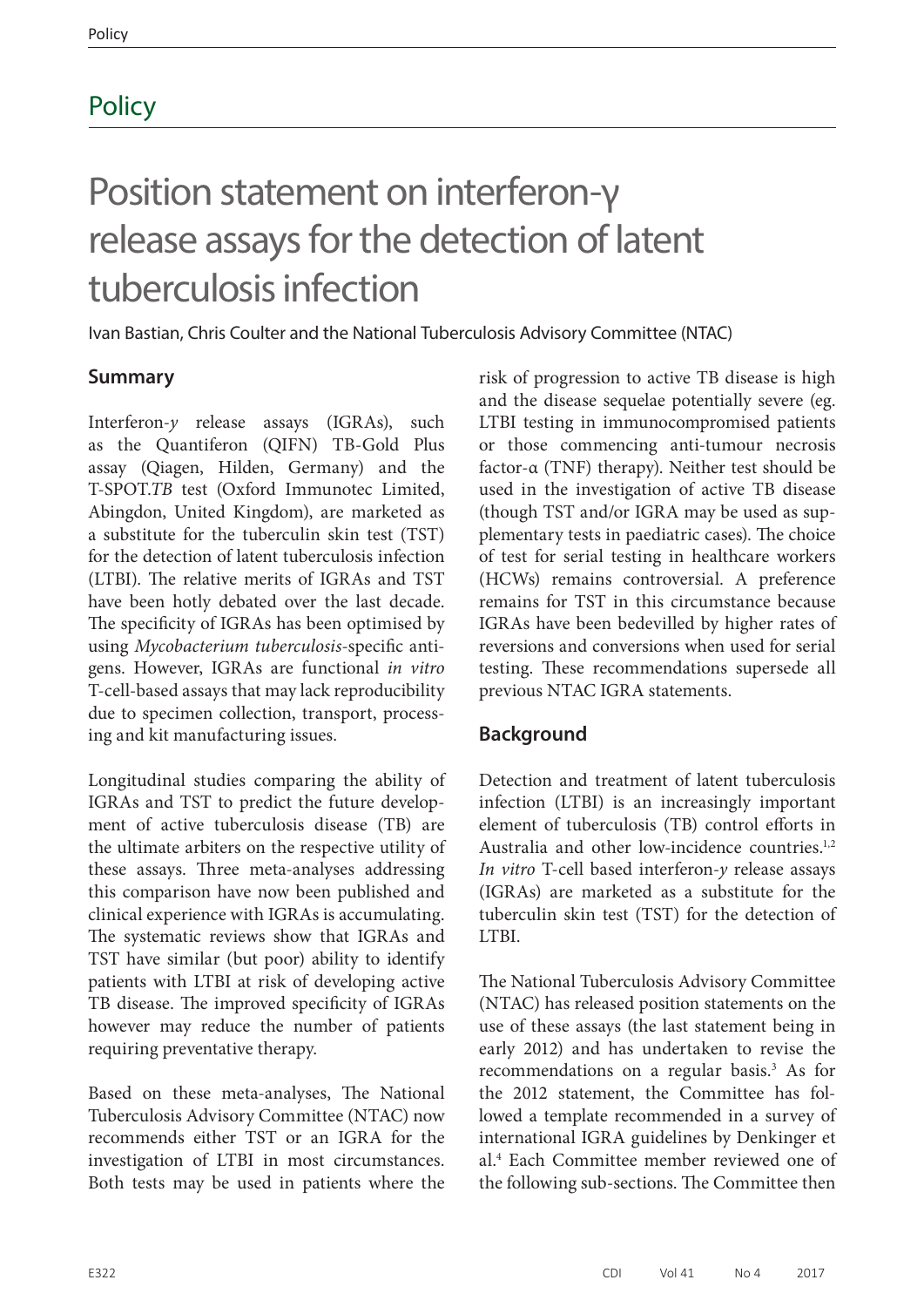# Policy

# Position statement on interferon-γ release assays for the detection of latent tuberculosis infection

Ivan Bastian, Chris Coulter and the National Tuberculosis Advisory Committee (NTAC)

## Summary

Interferon-*γ* release assays (IGRAs), such as the Quantiferon (QIFN) TB-Gold Plus assay (Qiagen, Hilden, Germany) and the T-SPOT.*TB* test (Oxford Immunotec Limited, Abingdon, United Kingdom), are marketed as a substitute for the tuberculin skin test (TST) for the detection of latent tuberculosis infection (LTBI). The relative merits of IGRAs and TST have been hotly debated over the last decade. The specificity of IGRAs has been optimised by using *Mycobacterium tuberculosis*-specific antigens. However, IGRAs are functional *in vitro* T-cell-based assays that may lack reproducibility due to specimen collection, transport, processing and kit manufacturing issues.

Longitudinal studies comparing the ability of IGRAs and TST to predict the future development of active tuberculosis disease (TB) are the ultimate arbiters on the respective utility of these assays. Three meta-analyses addressing this comparison have now been published and clinical experience with IGRAs is accumulating. The systematic reviews show that IGRAs and TST have similar (but poor) ability to identify patients with LTBI at risk of developing active TB disease. The improved specificity of IGRAs however may reduce the number of patients requiring preventative therapy.

Based on these meta-analyses, The National Tuberculosis Advisory Committee (NTAC) now recommends either TST or an IGRA for the investigation of LTBI in most circumstances. Both tests may be used in patients where the risk of progression to active TB disease is high and the disease sequelae potentially severe (eg. LTBI testing in immunocompromised patients or those commencing anti-tumour necrosis factor-α (TNF) therapy). Neither test should be used in the investigation of active TB disease (though TST and/or IGRA may be used as supplementary tests in paediatric cases). The choice of test for serial testing in healthcare workers (HCWs) remains controversial. A preference remains for TST in this circumstance because IGRAs have been bedevilled by higher rates of reversions and conversions when used for serial testing. These recommendations supersede all previous NTAC IGRA statements.

## Background

Detection and treatment of latent tuberculosis infection (LTBI) is an increasingly important element of tuberculosis (TB) control efforts in Australia and other low-incidence countries.[1,2] *In vitro* T-cell based interferon-*γ* release assays (IGRAs) are marketed as a substitute for the tuberculin skin test (TST) for the detection of LTBI.

The National Tuberculosis Advisory Committee (NTAC) has released position statements on the use of these assays (the last statement being in early 2012) and has undertaken to revise the recommendations on a regular basis.[3] As for the 2012 statement, the Committee has followed a template recommended in a survey of international IGRA guidelines by Denkinger et al.[4] Each Committee member reviewed one of the following sub-sections. The Committee then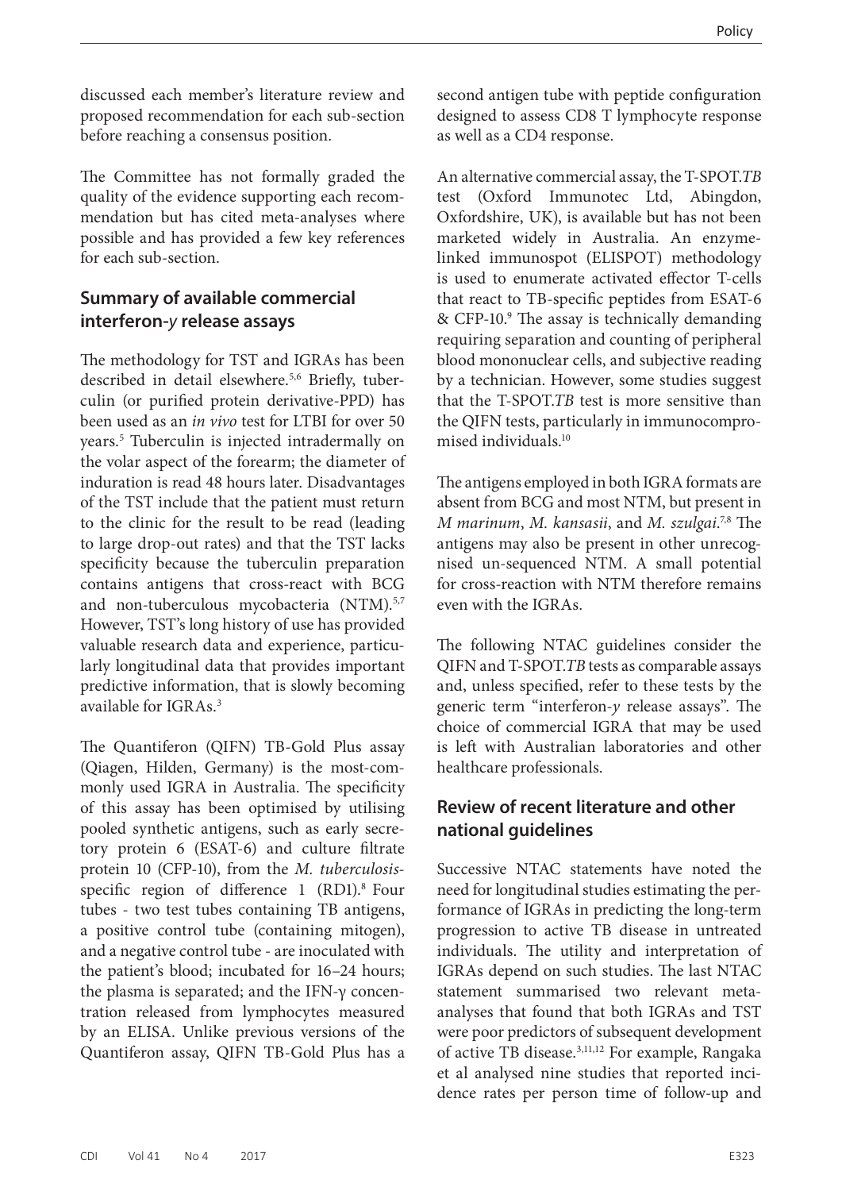discussed each member's literature review and proposed recommendation for each sub-section before reaching a consensus position.

The Committee has not formally graded the quality of the evidence supporting each recommendation but has cited meta-analyses where possible and has provided a few key references for each sub-section.

## Summary of available commercial interferon-*y* release assays

The methodology for TST and IGRAs has been described in detail elsewhere.[5,6] Briefly, tuberculin (or purified protein derivative-PPD) has been used as an *in vivo* test for LTBI for over 50 years.[5] Tuberculin is injected intradermally on the volar aspect of the forearm; the diameter of induration is read 48 hours later. Disadvantages of the TST include that the patient must return to the clinic for the result to be read (leading to large drop-out rates) and that the TST lacks specificity because the tuberculin preparation contains antigens that cross-react with BCG and non-tuberculous mycobacteria (NTM).[5,7] However, TST's long history of use has provided valuable research data and experience, particularly longitudinal data that provides important predictive information, that is slowly becoming available for IGRAs.[3]

The Quantiferon (QIFN) TB-Gold Plus assay (Qiagen, Hilden, Germany) is the most-commonly used IGRA in Australia. The specificity of this assay has been optimised by utilising pooled synthetic antigens, such as early secretory protein 6 (ESAT-6) and culture filtrate protein 10 (CFP-10), from the *M. tuberculosis*-specific region of difference 1 (RD1).[8] Four tubes - two test tubes containing TB antigens, a positive control tube (containing mitogen), and a negative control tube - are inoculated with the patient's blood; incubated for 16–24 hours; the plasma is separated; and the IFN-γ concentration released from lymphocytes measured by an ELISA. Unlike previous versions of the Quantiferon assay, QIFN TB-Gold Plus has a second antigen tube with peptide configuration designed to assess CD8 T lymphocyte response as well as a CD4 response.

An alternative commercial assay, the T-SPOT.*TB* test (Oxford Immunotec Ltd, Abingdon, Oxfordshire, UK), is available but has not been marketed widely in Australia. An enzyme-linked immunospot (ELISPOT) methodology is used to enumerate activated effector T-cells that react to TB-specific peptides from ESAT-6 & CFP-10.[9] The assay is technically demanding requiring separation and counting of peripheral blood mononuclear cells, and subjective reading by a technician. However, some studies suggest that the T-SPOT.*TB* test is more sensitive than the QIFN tests, particularly in immunocompromised individuals.[10]

The antigens employed in both IGRA formats are absent from BCG and most NTM, but present in *M marinum*, *M. kansasii*, and *M. szulgai*.[7,8] The antigens may also be present in other unrecognised un-sequenced NTM. A small potential for cross-reaction with NTM therefore remains even with the IGRAs.

The following NTAC guidelines consider the QIFN and T-SPOT.*TB* tests as comparable assays and, unless specified, refer to these tests by the generic term "interferon-*y* release assays". The choice of commercial IGRA that may be used is left with Australian laboratories and other healthcare professionals.

## Review of recent literature and other national guidelines

Successive NTAC statements have noted the need for longitudinal studies estimating the performance of IGRAs in predicting the long-term progression to active TB disease in untreated individuals. The utility and interpretation of IGRAs depend on such studies. The last NTAC statement summarised two relevant meta-analyses that found that both IGRAs and TST were poor predictors of subsequent development of active TB disease.[3,11,12] For example, Rangaka et al analysed nine studies that reported incidence rates per person time of follow-up and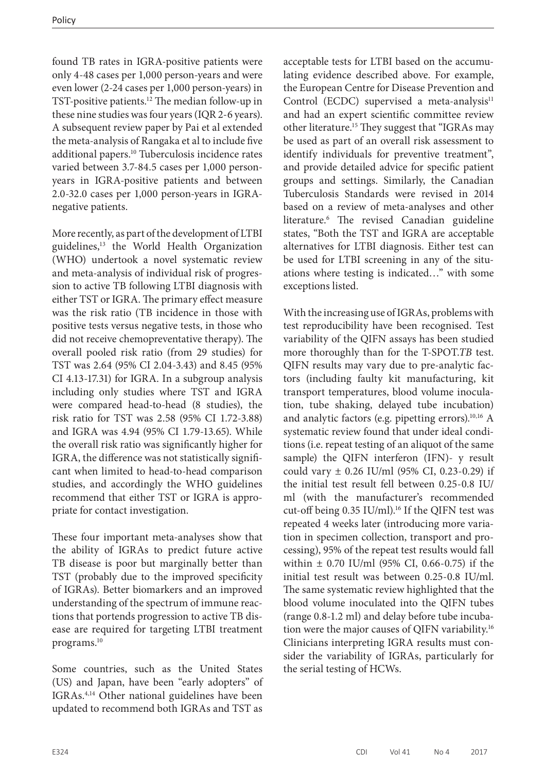found TB rates in IGRA-positive patients were only 4-48 cases per 1,000 person-years and were even lower (2-24 cases per 1,000 person-years) in TST-positive patients.[12] The median follow-up in these nine studies was four years (IQR 2-6 years). A subsequent review paper by Pai et al extended the meta-analysis of Rangaka et al to include five additional papers.[10] Tuberculosis incidence rates varied between 3.7-84.5 cases per 1,000 person-years in IGRA-positive patients and between 2.0-32.0 cases per 1,000 person-years in IGRA-negative patients.

More recently, as part of the development of LTBI guidelines,[13] the World Health Organization (WHO) undertook a novel systematic review and meta-analysis of individual risk of progression to active TB following LTBI diagnosis with either TST or IGRA. The primary effect measure was the risk ratio (TB incidence in those with positive tests versus negative tests, in those who did not receive chemopreventative therapy). The overall pooled risk ratio (from 29 studies) for TST was 2.64 (95% CI 2.04-3.43) and 8.45 (95% CI 4.13-17.31) for IGRA. In a subgroup analysis including only studies where TST and IGRA were compared head-to-head (8 studies), the risk ratio for TST was 2.58 (95% CI 1.72-3.88) and IGRA was 4.94 (95% CI 1.79-13.65). While the overall risk ratio was significantly higher for IGRA, the difference was not statistically significant when limited to head-to-head comparison studies, and accordingly the WHO guidelines recommend that either TST or IGRA is appropriate for contact investigation.

These four important meta-analyses show that the ability of IGRAs to predict future active TB disease is poor but marginally better than TST (probably due to the improved specificity of IGRAs). Better biomarkers and an improved understanding of the spectrum of immune reactions that portends progression to active TB disease are required for targeting LTBI treatment programs.[10]

Some countries, such as the United States (US) and Japan, have been "early adopters" of IGRAs.[4,14] Other national guidelines have been updated to recommend both IGRAs and TST as acceptable tests for LTBI based on the accumulating evidence described above. For example, the European Centre for Disease Prevention and Control (ECDC) supervised a meta-analysis[11] and had an expert scientific committee review other literature.[15] They suggest that "IGRAs may be used as part of an overall risk assessment to identify individuals for preventive treatment", and provide detailed advice for specific patient groups and settings. Similarly, the Canadian Tuberculosis Standards were revised in 2014 based on a review of meta-analyses and other literature.[6] The revised Canadian guideline states, "Both the TST and IGRA are acceptable alternatives for LTBI diagnosis. Either test can be used for LTBI screening in any of the situations where testing is indicated…" with some exceptions listed.

With the increasing use of IGRAs, problems with test reproducibility have been recognised. Test variability of the QIFN assays has been studied more thoroughly than for the T-SPOT.*TB* test. QIFN results may vary due to pre-analytic factors (including faulty kit manufacturing, kit transport temperatures, blood volume inoculation, tube shaking, delayed tube incubation) and analytic factors (e.g. pipetting errors).[10,16] A systematic review found that under ideal conditions (i.e. repeat testing of an aliquot of the same sample) the QIFN interferon (IFN)- y result could vary ± 0.26 IU/ml (95% CI, 0.23-0.29) if the initial test result fell between 0.25-0.8 IU/ml (with the manufacturer's recommended cut-off being 0.35 IU/ml).[16] If the QIFN test was repeated 4 weeks later (introducing more variation in specimen collection, transport and processing), 95% of the repeat test results would fall within ± 0.70 IU/ml (95% CI, 0.66-0.75) if the initial test result was between 0.25-0.8 IU/ml. The same systematic review highlighted that the blood volume inoculated into the QIFN tubes (range 0.8-1.2 ml) and delay before tube incubation were the major causes of QIFN variability.[16] Clinicians interpreting IGRA results must consider the variability of IGRAs, particularly for the serial testing of HCWs.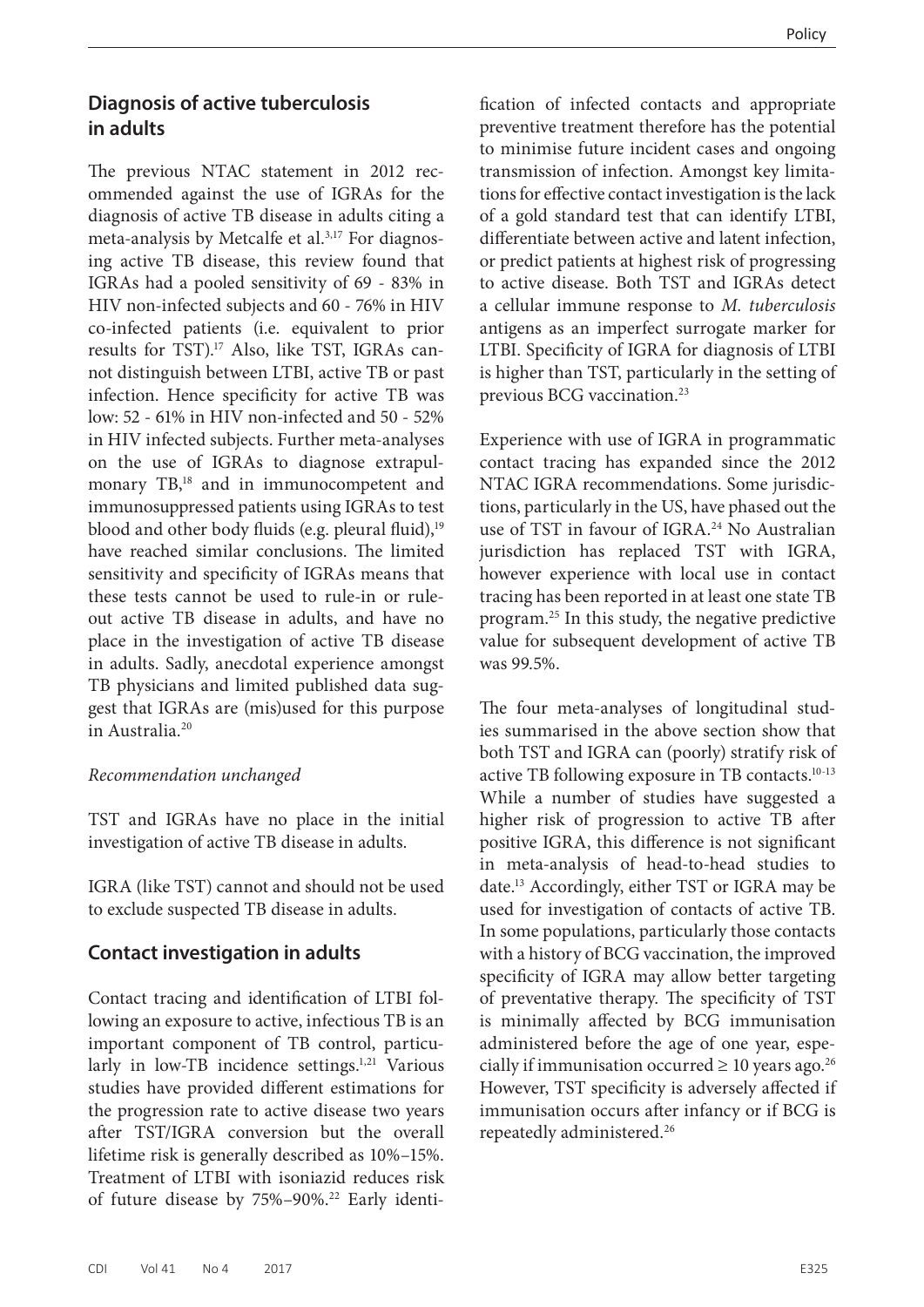## Diagnosis of active tuberculosis in adults

The previous NTAC statement in 2012 recommended against the use of IGRAs for the diagnosis of active TB disease in adults citing a meta-analysis by Metcalfe et al.[3,17] For diagnosing active TB disease, this review found that IGRAs had a pooled sensitivity of 69 - 83% in HIV non-infected subjects and 60 - 76% in HIV co-infected patients (i.e. equivalent to prior results for TST).[17] Also, like TST, IGRAs cannot distinguish between LTBI, active TB or past infection. Hence specificity for active TB was low: 52 - 61% in HIV non-infected and 50 - 52% in HIV infected subjects. Further meta-analyses on the use of IGRAs to diagnose extrapulmonary TB,[18] and in immunocompetent and immunosuppressed patients using IGRAs to test blood and other body fluids (e.g. pleural fluid),[19] have reached similar conclusions. The limited sensitivity and specificity of IGRAs means that these tests cannot be used to rule-in or rule-out active TB disease in adults, and have no place in the investigation of active TB disease in adults. Sadly, anecdotal experience amongst TB physicians and limited published data suggest that IGRAs are (mis)used for this purpose in Australia.[20]

*Recommendation unchanged*

TST and IGRAs have no place in the initial investigation of active TB disease in adults.

IGRA (like TST) cannot and should not be used to exclude suspected TB disease in adults.

## Contact investigation in adults

Contact tracing and identification of LTBI following an exposure to active, infectious TB is an important component of TB control, particularly in low-TB incidence settings.[1,21] Various studies have provided different estimations for the progression rate to active disease two years after TST/IGRA conversion but the overall lifetime risk is generally described as 10%–15%. Treatment of LTBI with isoniazid reduces risk of future disease by 75%–90%.[22] Early identification of infected contacts and appropriate preventive treatment therefore has the potential to minimise future incident cases and ongoing transmission of infection. Amongst key limitations for effective contact investigation is the lack of a gold standard test that can identify LTBI, differentiate between active and latent infection, or predict patients at highest risk of progressing to active disease. Both TST and IGRAs detect a cellular immune response to *M. tuberculosis* antigens as an imperfect surrogate marker for LTBI. Specificity of IGRA for diagnosis of LTBI is higher than TST, particularly in the setting of previous BCG vaccination.[23]

Experience with use of IGRA in programmatic contact tracing has expanded since the 2012 NTAC IGRA recommendations. Some jurisdictions, particularly in the US, have phased out the use of TST in favour of IGRA.[24] No Australian jurisdiction has replaced TST with IGRA, however experience with local use in contact tracing has been reported in at least one state TB program.[25] In this study, the negative predictive value for subsequent development of active TB was 99.5%.

The four meta-analyses of longitudinal studies summarised in the above section show that both TST and IGRA can (poorly) stratify risk of active TB following exposure in TB contacts.[10-13] While a number of studies have suggested a higher risk of progression to active TB after positive IGRA, this difference is not significant in meta-analysis of head-to-head studies to date.[13] Accordingly, either TST or IGRA may be used for investigation of contacts of active TB. In some populations, particularly those contacts with a history of BCG vaccination, the improved specificity of IGRA may allow better targeting of preventative therapy. The specificity of TST is minimally affected by BCG immunisation administered before the age of one year, especially if immunisation occurred ≥ 10 years ago.[26] However, TST specificity is adversely affected if immunisation occurs after infancy or if BCG is repeatedly administered.[26]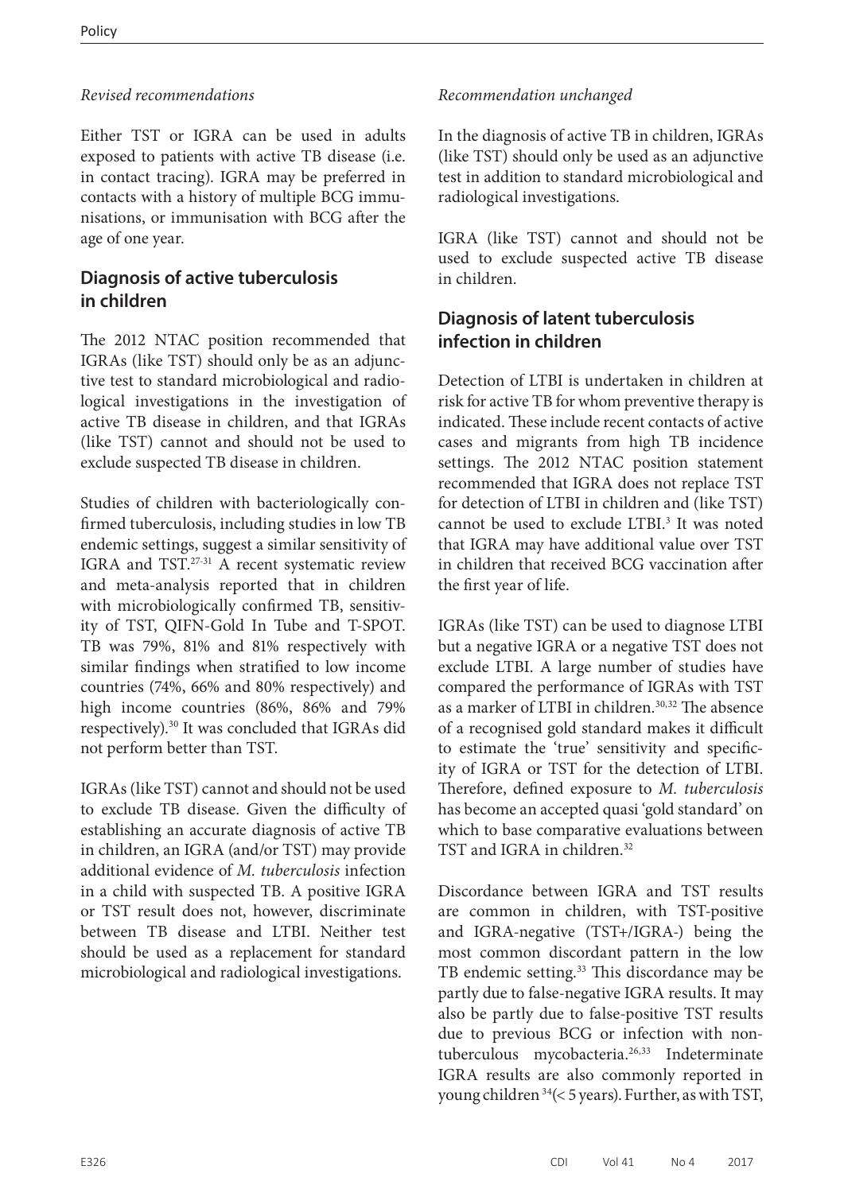*Revised recommendations*

Either TST or IGRA can be used in adults exposed to patients with active TB disease (i.e. in contact tracing). IGRA may be preferred in contacts with a history of multiple BCG immunisations, or immunisation with BCG after the age of one year.

## Diagnosis of active tuberculosis in children

The 2012 NTAC position recommended that IGRAs (like TST) should only be as an adjunctive test to standard microbiological and radiological investigations in the investigation of active TB disease in children, and that IGRAs (like TST) cannot and should not be used to exclude suspected TB disease in children.

Studies of children with bacteriologically confirmed tuberculosis, including studies in low TB endemic settings, suggest a similar sensitivity of IGRA and TST.[27-31] A recent systematic review and meta-analysis reported that in children with microbiologically confirmed TB, sensitivity of TST, QIFN-Gold In Tube and T-SPOT. TB was 79%, 81% and 81% respectively with similar findings when stratified to low income countries (74%, 66% and 80% respectively) and high income countries (86%, 86% and 79% respectively).[30] It was concluded that IGRAs did not perform better than TST.

IGRAs (like TST) cannot and should not be used to exclude TB disease. Given the difficulty of establishing an accurate diagnosis of active TB in children, an IGRA (and/or TST) may provide additional evidence of *M. tuberculosis* infection in a child with suspected TB. A positive IGRA or TST result does not, however, discriminate between TB disease and LTBI. Neither test should be used as a replacement for standard microbiological and radiological investigations.

*Recommendation unchanged*

In the diagnosis of active TB in children, IGRAs (like TST) should only be used as an adjunctive test in addition to standard microbiological and radiological investigations.

IGRA (like TST) cannot and should not be used to exclude suspected active TB disease in children.

## Diagnosis of latent tuberculosis infection in children

Detection of LTBI is undertaken in children at risk for active TB for whom preventive therapy is indicated. These include recent contacts of active cases and migrants from high TB incidence settings. The 2012 NTAC position statement recommended that IGRA does not replace TST for detection of LTBI in children and (like TST) cannot be used to exclude LTBI.[3] It was noted that IGRA may have additional value over TST in children that received BCG vaccination after the first year of life.

IGRAs (like TST) can be used to diagnose LTBI but a negative IGRA or a negative TST does not exclude LTBI. A large number of studies have compared the performance of IGRAs with TST as a marker of LTBI in children.[30,32] The absence of a recognised gold standard makes it difficult to estimate the 'true' sensitivity and specificity of IGRA or TST for the detection of LTBI. Therefore, defined exposure to *M. tuberculosis* has become an accepted quasi 'gold standard' on which to base comparative evaluations between TST and IGRA in children.[32]

Discordance between IGRA and TST results are common in children, with TST-positive and IGRA-negative (TST+/IGRA-) being the most common discordant pattern in the low TB endemic setting.[33] This discordance may be partly due to false-negative IGRA results. It may also be partly due to false-positive TST results due to previous BCG or infection with non-tuberculous mycobacteria.[26,33] Indeterminate IGRA results are also commonly reported in young children[34] (< 5 years). Further, as with TST,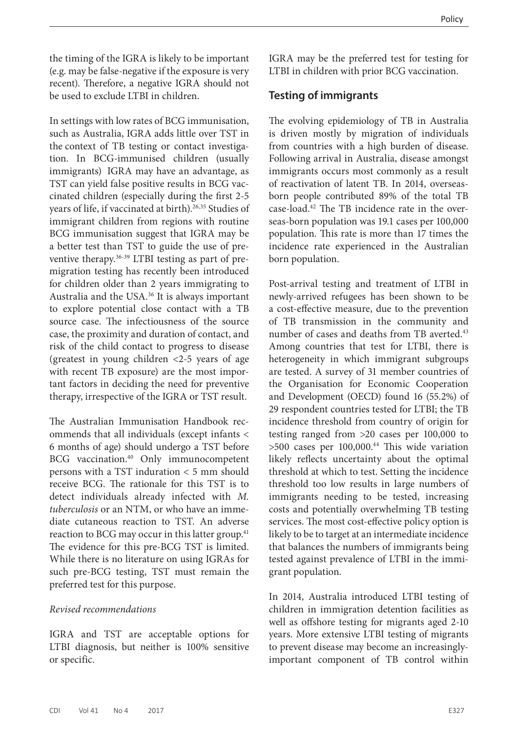the timing of the IGRA is likely to be important (e.g. may be false-negative if the exposure is very recent). Therefore, a negative IGRA should not be used to exclude LTBI in children.

In settings with low rates of BCG immunisation, such as Australia, IGRA adds little over TST in the context of TB testing or contact investigation. In BCG-immunised children (usually immigrants) IGRA may have an advantage, as TST can yield false positive results in BCG vaccinated children (especially during the first 2-5 years of life, if vaccinated at birth).[26,35] Studies of immigrant children from regions with routine BCG immunisation suggest that IGRA may be a better test than TST to guide the use of preventive therapy.[36-39] LTBI testing as part of pre-migration testing has recently been introduced for children older than 2 years immigrating to Australia and the USA.[36] It is always important to explore potential close contact with a TB source case. The infectiousness of the source case, the proximity and duration of contact, and risk of the child contact to progress to disease (greatest in young children <2-5 years of age with recent TB exposure) are the most important factors in deciding the need for preventive therapy, irrespective of the IGRA or TST result.

The Australian Immunisation Handbook recommends that all individuals (except infants < 6 months of age) should undergo a TST before BCG vaccination.[40] Only immunocompetent persons with a TST induration < 5 mm should receive BCG. The rationale for this TST is to detect individuals already infected with *M. tuberculosis* or an NTM, or who have an immediate cutaneous reaction to TST. An adverse reaction to BCG may occur in this latter group.[41] The evidence for this pre-BCG TST is limited. While there is no literature on using IGRAs for such pre-BCG testing, TST must remain the preferred test for this purpose.

*Revised recommendations*

IGRA and TST are acceptable options for LTBI diagnosis, but neither is 100% sensitive or specific.

IGRA may be the preferred test for testing for LTBI in children with prior BCG vaccination.

## Testing of immigrants

The evolving epidemiology of TB in Australia is driven mostly by migration of individuals from countries with a high burden of disease. Following arrival in Australia, disease amongst immigrants occurs most commonly as a result of reactivation of latent TB. In 2014, overseas-born people contributed 89% of the total TB case-load.[42] The TB incidence rate in the overseas-born population was 19.1 cases per 100,000 population. This rate is more than 17 times the incidence rate experienced in the Australian born population.

Post-arrival testing and treatment of LTBI in newly-arrived refugees has been shown to be a cost-effective measure, due to the prevention of TB transmission in the community and number of cases and deaths from TB averted.[43] Among countries that test for LTBI, there is heterogeneity in which immigrant subgroups are tested. A survey of 31 member countries of the Organisation for Economic Cooperation and Development (OECD) found 16 (55.2%) of 29 respondent countries tested for LTBI; the TB incidence threshold from country of origin for testing ranged from >20 cases per 100,000 to >500 cases per 100,000.[44] This wide variation likely reflects uncertainty about the optimal threshold at which to test. Setting the incidence threshold too low results in large numbers of immigrants needing to be tested, increasing costs and potentially overwhelming TB testing services. The most cost-effective policy option is likely to be to target at an intermediate incidence that balances the numbers of immigrants being tested against prevalence of LTBI in the immigrant population.

In 2014, Australia introduced LTBI testing of children in immigration detention facilities as well as offshore testing for migrants aged 2-10 years. More extensive LTBI testing of migrants to prevent disease may become an increasingly-important component of TB control within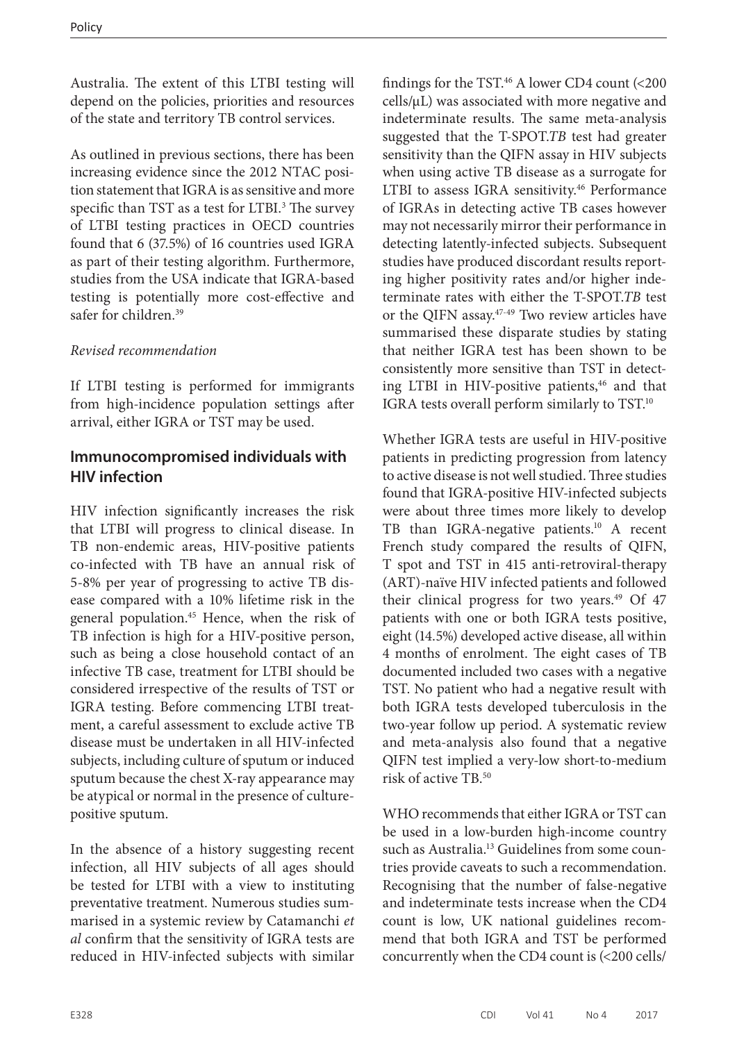Australia. The extent of this LTBI testing will depend on the policies, priorities and resources of the state and territory TB control services.

As outlined in previous sections, there has been increasing evidence since the 2012 NTAC position statement that IGRA is as sensitive and more specific than TST as a test for LTBI.[3] The survey of LTBI testing practices in OECD countries found that 6 (37.5%) of 16 countries used IGRA as part of their testing algorithm. Furthermore, studies from the USA indicate that IGRA-based testing is potentially more cost-effective and safer for children.[39]

*Revised recommendation*

If LTBI testing is performed for immigrants from high-incidence population settings after arrival, either IGRA or TST may be used.

## Immunocompromised individuals with HIV infection

HIV infection significantly increases the risk that LTBI will progress to clinical disease. In TB non-endemic areas, HIV-positive patients co-infected with TB have an annual risk of 5-8% per year of progressing to active TB disease compared with a 10% lifetime risk in the general population.[45] Hence, when the risk of TB infection is high for a HIV-positive person, such as being a close household contact of an infective TB case, treatment for LTBI should be considered irrespective of the results of TST or IGRA testing. Before commencing LTBI treatment, a careful assessment to exclude active TB disease must be undertaken in all HIV-infected subjects, including culture of sputum or induced sputum because the chest X-ray appearance may be atypical or normal in the presence of culture-positive sputum.

In the absence of a history suggesting recent infection, all HIV subjects of all ages should be tested for LTBI with a view to instituting preventative treatment. Numerous studies summarised in a systemic review by Catamanchi *et al* confirm that the sensitivity of IGRA tests are reduced in HIV-infected subjects with similar findings for the TST.[46] A lower CD4 count (<200 cells/μL) was associated with more negative and indeterminate results. The same meta-analysis suggested that the T-SPOT.*TB* test had greater sensitivity than the QIFN assay in HIV subjects when using active TB disease as a surrogate for LTBI to assess IGRA sensitivity.[46] Performance of IGRAs in detecting active TB cases however may not necessarily mirror their performance in detecting latently-infected subjects. Subsequent studies have produced discordant results reporting higher positivity rates and/or higher indeterminate rates with either the T-SPOT.*TB* test or the QIFN assay.[47-49] Two review articles have summarised these disparate studies by stating that neither IGRA test has been shown to be consistently more sensitive than TST in detecting LTBI in HIV-positive patients,[46] and that IGRA tests overall perform similarly to TST.[10]

Whether IGRA tests are useful in HIV-positive patients in predicting progression from latency to active disease is not well studied. Three studies found that IGRA-positive HIV-infected subjects were about three times more likely to develop TB than IGRA-negative patients.[10] A recent French study compared the results of QIFN, T spot and TST in 415 anti-retroviral-therapy (ART)-naïve HIV infected patients and followed their clinical progress for two years.[49] Of 47 patients with one or both IGRA tests positive, eight (14.5%) developed active disease, all within 4 months of enrolment. The eight cases of TB documented included two cases with a negative TST. No patient who had a negative result with both IGRA tests developed tuberculosis in the two-year follow up period. A systematic review and meta-analysis also found that a negative QIFN test implied a very-low short-to-medium risk of active TB.[50]

WHO recommends that either IGRA or TST can be used in a low-burden high-income country such as Australia.[13] Guidelines from some countries provide caveats to such a recommendation. Recognising that the number of false-negative and indeterminate tests increase when the CD4 count is low, UK national guidelines recommend that both IGRA and TST be performed concurrently when the CD4 count is (<200 cells/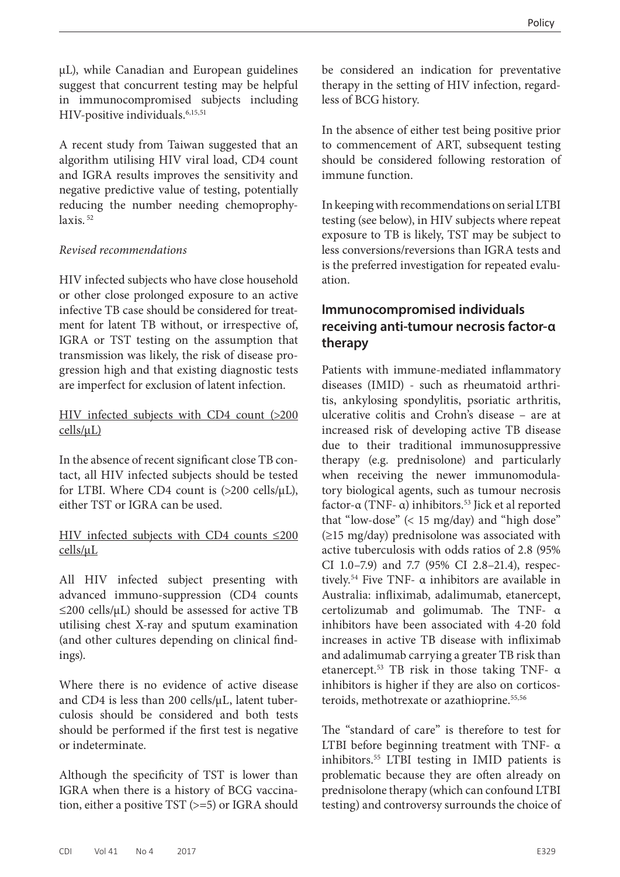μL), while Canadian and European guidelines suggest that concurrent testing may be helpful in immunocompromised subjects including HIV-positive individuals.[6,15,51]

A recent study from Taiwan suggested that an algorithm utilising HIV viral load, CD4 count and IGRA results improves the sensitivity and negative predictive value of testing, potentially reducing the number needing chemoprophylaxis.[52]

*Revised recommendations*

HIV infected subjects who have close household or other close prolonged exposure to an active infective TB case should be considered for treatment for latent TB without, or irrespective of, IGRA or TST testing on the assumption that transmission was likely, the risk of disease progression high and that existing diagnostic tests are imperfect for exclusion of latent infection.

<u>HIV infected subjects with CD4 count (>200 cells/μL)</u>

In the absence of recent significant close TB contact, all HIV infected subjects should be tested for LTBI. Where CD4 count is (>200 cells/μL), either TST or IGRA can be used.

<u>HIV infected subjects with CD4 counts ≤200 cells/μL</u>

All HIV infected subject presenting with advanced immuno-suppression (CD4 counts ≤200 cells/μL) should be assessed for active TB utilising chest X-ray and sputum examination (and other cultures depending on clinical findings).

Where there is no evidence of active disease and CD4 is less than 200 cells/μL, latent tuberculosis should be considered and both tests should be performed if the first test is negative or indeterminate.

Although the specificity of TST is lower than IGRA when there is a history of BCG vaccination, either a positive TST (>=5) or IGRA should be considered an indication for preventative therapy in the setting of HIV infection, regardless of BCG history.

In the absence of either test being positive prior to commencement of ART, subsequent testing should be considered following restoration of immune function.

In keeping with recommendations on serial LTBI testing (see below), in HIV subjects where repeat exposure to TB is likely, TST may be subject to less conversions/reversions than IGRA tests and is the preferred investigation for repeated evaluation.

## Immunocompromised individuals receiving anti-tumour necrosis factor-α therapy

Patients with immune-mediated inflammatory diseases (IMID) - such as rheumatoid arthritis, ankylosing spondylitis, psoriatic arthritis, ulcerative colitis and Crohn's disease – are at increased risk of developing active TB disease due to their traditional immunosuppressive therapy (e.g. prednisolone) and particularly when receiving the newer immunomodulatory biological agents, such as tumour necrosis factor-α (TNF- α) inhibitors.[53] Jick et al reported that "low-dose" (< 15 mg/day) and "high dose" (≥15 mg/day) prednisolone was associated with active tuberculosis with odds ratios of 2.8 (95% CI 1.0–7.9) and 7.7 (95% CI 2.8–21.4), respectively.[54] Five TNF- α inhibitors are available in Australia: infliximab, adalimumab, etanercept, certolizumab and golimumab. The TNF- α inhibitors have been associated with 4-20 fold increases in active TB disease with infliximab and adalimumab carrying a greater TB risk than etanercept.[53] TB risk in those taking TNF- α inhibitors is higher if they are also on corticosteroids, methotrexate or azathioprine.[55,56]

The "standard of care" is therefore to test for LTBI before beginning treatment with TNF- α inhibitors.[55] LTBI testing in IMID patients is problematic because they are often already on prednisolone therapy (which can confound LTBI testing) and controversy surrounds the choice of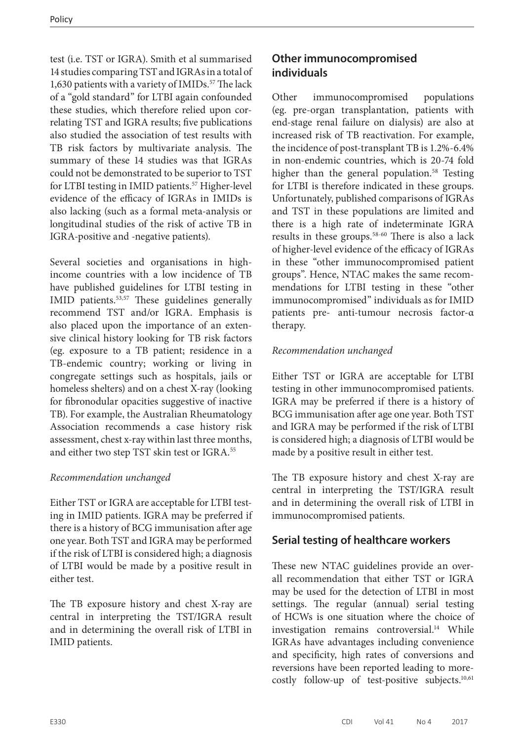test (i.e. TST or IGRA). Smith et al summarised 14 studies comparing TST and IGRAs in a total of 1,630 patients with a variety of IMIDs.[57] The lack of a "gold standard" for LTBI again confounded these studies, which therefore relied upon correlating TST and IGRA results; five publications also studied the association of test results with TB risk factors by multivariate analysis. The summary of these 14 studies was that IGRAs could not be demonstrated to be superior to TST for LTBI testing in IMID patients.[57] Higher-level evidence of the efficacy of IGRAs in IMIDs is also lacking (such as a formal meta-analysis or longitudinal studies of the risk of active TB in IGRA-positive and -negative patients).

Several societies and organisations in high-income countries with a low incidence of TB have published guidelines for LTBI testing in IMID patients.[53,57] These guidelines generally recommend TST and/or IGRA. Emphasis is also placed upon the importance of an extensive clinical history looking for TB risk factors (eg. exposure to a TB patient; residence in a TB-endemic country; working or living in congregate settings such as hospitals, jails or homeless shelters) and on a chest X-ray (looking for fibronodular opacities suggestive of inactive TB). For example, the Australian Rheumatology Association recommends a case history risk assessment, chest x-ray within last three months, and either two step TST skin test or IGRA.[55]

*Recommendation unchanged*

Either TST or IGRA are acceptable for LTBI testing in IMID patients. IGRA may be preferred if there is a history of BCG immunisation after age one year. Both TST and IGRA may be performed if the risk of LTBI is considered high; a diagnosis of LTBI would be made by a positive result in either test.

The TB exposure history and chest X-ray are central in interpreting the TST/IGRA result and in determining the overall risk of LTBI in IMID patients.

## Other immunocompromised individuals

Other immunocompromised populations (eg. pre-organ transplantation, patients with end-stage renal failure on dialysis) are also at increased risk of TB reactivation. For example, the incidence of post-transplant TB is 1.2%-6.4% in non-endemic countries, which is 20-74 fold higher than the general population.[58] Testing for LTBI is therefore indicated in these groups. Unfortunately, published comparisons of IGRAs and TST in these populations are limited and there is a high rate of indeterminate IGRA results in these groups.[58-60] There is also a lack of higher-level evidence of the efficacy of IGRAs in these "other immunocompromised patient groups". Hence, NTAC makes the same recommendations for LTBI testing in these "other immunocompromised" individuals as for IMID patients pre- anti-tumour necrosis factor-α therapy.

*Recommendation unchanged*

Either TST or IGRA are acceptable for LTBI testing in other immunocompromised patients. IGRA may be preferred if there is a history of BCG immunisation after age one year. Both TST and IGRA may be performed if the risk of LTBI is considered high; a diagnosis of LTBI would be made by a positive result in either test.

The TB exposure history and chest X-ray are central in interpreting the TST/IGRA result and in determining the overall risk of LTBI in immunocompromised patients.

## Serial testing of healthcare workers

These new NTAC guidelines provide an overall recommendation that either TST or IGRA may be used for the detection of LTBI in most settings. The regular (annual) serial testing of HCWs is one situation where the choice of investigation remains controversial.[14] While IGRAs have advantages including convenience and specificity, high rates of conversions and reversions have been reported leading to more-costly follow-up of test-positive subjects.[10,61]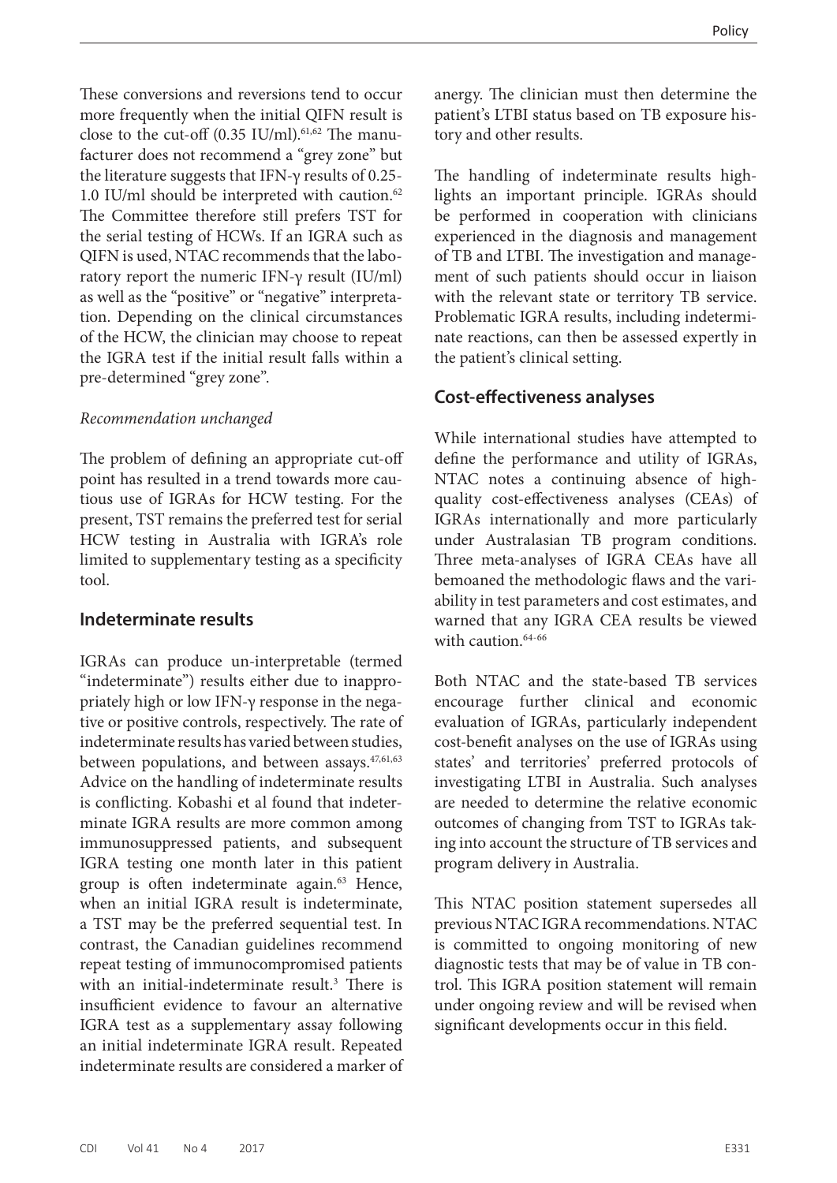These conversions and reversions tend to occur more frequently when the initial QIFN result is close to the cut-off (0.35 IU/ml).[61,62] The manufacturer does not recommend a "grey zone" but the literature suggests that IFN-γ results of 0.25-1.0 IU/ml should be interpreted with caution.[62] The Committee therefore still prefers TST for the serial testing of HCWs. If an IGRA such as QIFN is used, NTAC recommends that the laboratory report the numeric IFN-γ result (IU/ml) as well as the "positive" or "negative" interpretation. Depending on the clinical circumstances of the HCW, the clinician may choose to repeat the IGRA test if the initial result falls within a pre-determined "grey zone".

*Recommendation unchanged*

The problem of defining an appropriate cut-off point has resulted in a trend towards more cautious use of IGRAs for HCW testing. For the present, TST remains the preferred test for serial HCW testing in Australia with IGRA's role limited to supplementary testing as a specificity tool.

## Indeterminate results

IGRAs can produce un-interpretable (termed "indeterminate") results either due to inappropriately high or low IFN-γ response in the negative or positive controls, respectively. The rate of indeterminate results has varied between studies, between populations, and between assays.[47,61,63] Advice on the handling of indeterminate results is conflicting. Kobashi et al found that indeterminate IGRA results are more common among immunosuppressed patients, and subsequent IGRA testing one month later in this patient group is often indeterminate again.[63] Hence, when an initial IGRA result is indeterminate, a TST may be the preferred sequential test. In contrast, the Canadian guidelines recommend repeat testing of immunocompromised patients with an initial-indeterminate result.[3] There is insufficient evidence to favour an alternative IGRA test as a supplementary assay following an initial indeterminate IGRA result. Repeated indeterminate results are considered a marker of anergy. The clinician must then determine the patient's LTBI status based on TB exposure history and other results.

The handling of indeterminate results highlights an important principle. IGRAs should be performed in cooperation with clinicians experienced in the diagnosis and management of TB and LTBI. The investigation and management of such patients should occur in liaison with the relevant state or territory TB service. Problematic IGRA results, including indeterminate reactions, can then be assessed expertly in the patient's clinical setting.

## Cost-effectiveness analyses

While international studies have attempted to define the performance and utility of IGRAs, NTAC notes a continuing absence of high-quality cost-effectiveness analyses (CEAs) of IGRAs internationally and more particularly under Australasian TB program conditions. Three meta-analyses of IGRA CEAs have all bemoaned the methodologic flaws and the variability in test parameters and cost estimates, and warned that any IGRA CEA results be viewed with caution.[64-66]

Both NTAC and the state-based TB services encourage further clinical and economic evaluation of IGRAs, particularly independent cost-benefit analyses on the use of IGRAs using states' and territories' preferred protocols of investigating LTBI in Australia. Such analyses are needed to determine the relative economic outcomes of changing from TST to IGRAs taking into account the structure of TB services and program delivery in Australia.

This NTAC position statement supersedes all previous NTAC IGRA recommendations. NTAC is committed to ongoing monitoring of new diagnostic tests that may be of value in TB control. This IGRA position statement will remain under ongoing review and will be revised when significant developments occur in this field.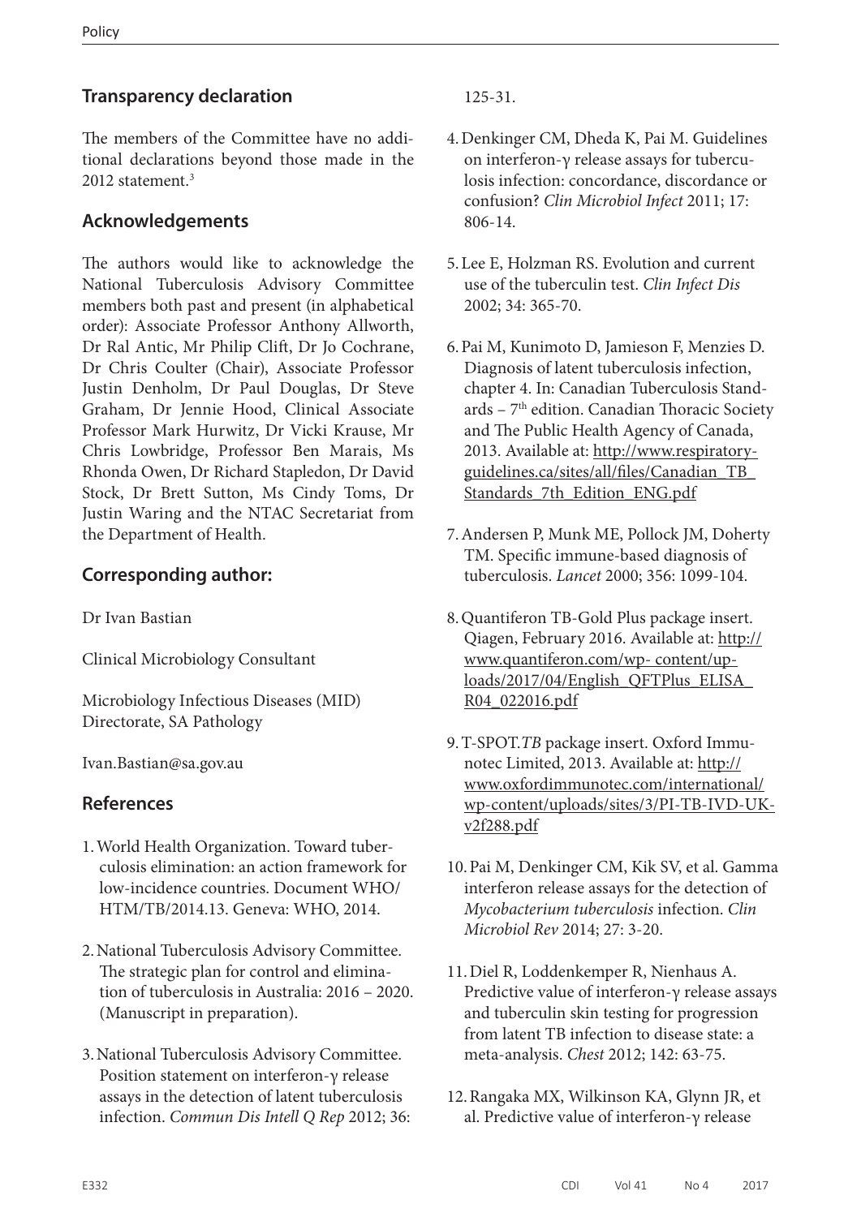## Transparency declaration

The members of the Committee have no additional declarations beyond those made in the 2012 statement.[3]

## Acknowledgements

The authors would like to acknowledge the National Tuberculosis Advisory Committee members both past and present (in alphabetical order): Associate Professor Anthony Allworth, Dr Ral Antic, Mr Philip Clift, Dr Jo Cochrane, Dr Chris Coulter (Chair), Associate Professor Justin Denholm, Dr Paul Douglas, Dr Steve Graham, Dr Jennie Hood, Clinical Associate Professor Mark Hurwitz, Dr Vicki Krause, Mr Chris Lowbridge, Professor Ben Marais, Ms Rhonda Owen, Dr Richard Stapledon, Dr David Stock, Dr Brett Sutton, Ms Cindy Toms, Dr Justin Waring and the NTAC Secretariat from the Department of Health.

## Corresponding author:

Dr Ivan Bastian

Clinical Microbiology Consultant

Microbiology Infectious Diseases (MID) Directorate, SA Pathology

Ivan.Bastian@sa.gov.au

## References

1. World Health Organization. Toward tuberculosis elimination: an action framework for low-incidence countries. Document WHO/HTM/TB/2014.13. Geneva: WHO, 2014.

2. National Tuberculosis Advisory Committee. The strategic plan for control and elimination of tuberculosis in Australia: 2016 – 2020. (Manuscript in preparation).

3. National Tuberculosis Advisory Committee. Position statement on interferon-γ release assays in the detection of latent tuberculosis infection. *Commun Dis Intell Q Rep* 2012; 36: 125-31.

4. Denkinger CM, Dheda K, Pai M. Guidelines on interferon-γ release assays for tuberculosis infection: concordance, discordance or confusion? *Clin Microbiol Infect* 2011; 17: 806-14.

5. Lee E, Holzman RS. Evolution and current use of the tuberculin test. *Clin Infect Dis* 2002; 34: 365-70.

6. Pai M, Kunimoto D, Jamieson F, Menzies D. Diagnosis of latent tuberculosis infection, chapter 4. In: Canadian Tuberculosis Standards – 7th edition. Canadian Thoracic Society and The Public Health Agency of Canada, 2013. Available at: http://www.respiratory-guidelines.ca/sites/all/files/Canadian_TB_Standards_7th_Edition_ENG.pdf

7. Andersen P, Munk ME, Pollock JM, Doherty TM. Specific immune-based diagnosis of tuberculosis. *Lancet* 2000; 356: 1099-104.

8. Quantiferon TB-Gold Plus package insert. Qiagen, February 2016. Available at: http://www.quantiferon.com/wp- content/uploads/2017/04/English_QFTPlus_ELISA_R04_022016.pdf

9. T-SPOT.*TB* package insert. Oxford Immunotec Limited, 2013. Available at: http://www.oxfordimmunotec.com/international/wp-content/uploads/sites/3/PI-TB-IVD-UK-v2f288.pdf

10. Pai M, Denkinger CM, Kik SV, et al. Gamma interferon release assays for the detection of *Mycobacterium tuberculosis* infection. *Clin Microbiol Rev* 2014; 27: 3-20.

11. Diel R, Loddenkemper R, Nienhaus A. Predictive value of interferon-γ release assays and tuberculin skin testing for progression from latent TB infection to disease state: a meta-analysis. *Chest* 2012; 142: 63-75.

12. Rangaka MX, Wilkinson KA, Glynn JR, et al. Predictive value of interferon-γ release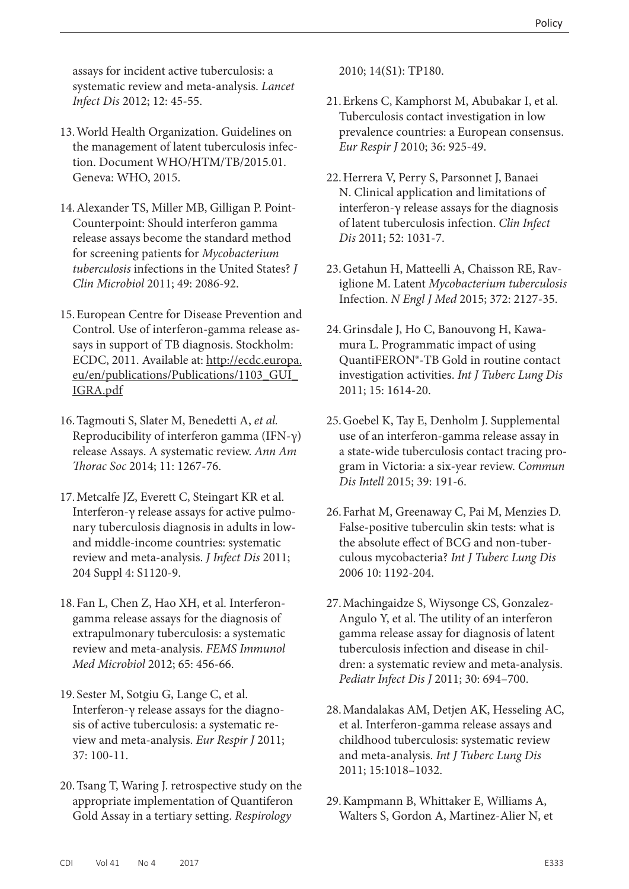assays for incident active tuberculosis: a systematic review and meta-analysis. *Lancet Infect Dis* 2012; 12: 45-55.

13. World Health Organization. Guidelines on the management of latent tuberculosis infection. Document WHO/HTM/TB/2015.01. Geneva: WHO, 2015.

14. Alexander TS, Miller MB, Gilligan P. Point-Counterpoint: Should interferon gamma release assays become the standard method for screening patients for *Mycobacterium tuberculosis* infections in the United States? *J Clin Microbiol* 2011; 49: 2086-92.

15. European Centre for Disease Prevention and Control. Use of interferon-gamma release assays in support of TB diagnosis. Stockholm: ECDC, 2011. Available at: http://ecdc.europa.eu/en/publications/Publications/1103_GUI_IGRA.pdf

16. Tagmouti S, Slater M, Benedetti A, *et al.* Reproducibility of interferon gamma (IFN-γ) release Assays. A systematic review. *Ann Am Thorac Soc* 2014; 11: 1267-76.

17. Metcalfe JZ, Everett C, Steingart KR et al. Interferon-γ release assays for active pulmonary tuberculosis diagnosis in adults in low- and middle-income countries: systematic review and meta-analysis. *J Infect Dis* 2011; 204 Suppl 4: S1120-9.

18. Fan L, Chen Z, Hao XH, et al. Interferon-gamma release assays for the diagnosis of extrapulmonary tuberculosis: a systematic review and meta-analysis. *FEMS Immunol Med Microbiol* 2012; 65: 456-66.

19. Sester M, Sotgiu G, Lange C, et al. Interferon-γ release assays for the diagnosis of active tuberculosis: a systematic review and meta-analysis. *Eur Respir J* 2011; 37: 100-11.

20. Tsang T, Waring J. retrospective study on the appropriate implementation of Quantiferon Gold Assay in a tertiary setting. *Respirology* 2010; 14(S1): TP180.

21. Erkens C, Kamphorst M, Abubakar I, et al. Tuberculosis contact investigation in low prevalence countries: a European consensus. *Eur Respir J* 2010; 36: 925-49.

22. Herrera V, Perry S, Parsonnet J, Banaei N. Clinical application and limitations of interferon-γ release assays for the diagnosis of latent tuberculosis infection. *Clin Infect Dis* 2011; 52: 1031-7.

23. Getahun H, Matteelli A, Chaisson RE, Raviglione M. Latent *Mycobacterium tuberculosis* Infection. *N Engl J Med* 2015; 372: 2127-35.

24. Grinsdale J, Ho C, Banouvong H, Kawamura L. Programmatic impact of using QuantiFERON®-TB Gold in routine contact investigation activities. *Int J Tuberc Lung Dis* 2011; 15: 1614-20.

25. Goebel K, Tay E, Denholm J. Supplemental use of an interferon-gamma release assay in a state-wide tuberculosis contact tracing program in Victoria: a six-year review. *Commun Dis Intell* 2015; 39: 191-6.

26. Farhat M, Greenaway C, Pai M, Menzies D. False-positive tuberculin skin tests: what is the absolute effect of BCG and non-tuberculous mycobacteria? *Int J Tuberc Lung Dis* 2006 10: 1192-204.

27. Machingaidze S, Wiysonge CS, Gonzalez-Angulo Y, et al. The utility of an interferon gamma release assay for diagnosis of latent tuberculosis infection and disease in children: a systematic review and meta-analysis. *Pediatr Infect Dis J* 2011; 30: 694–700.

28. Mandalakas AM, Detjen AK, Hesseling AC, et al. Interferon-gamma release assays and childhood tuberculosis: systematic review and meta-analysis. *Int J Tuberc Lung Dis* 2011; 15:1018–1032.

29. Kampmann B, Whittaker E, Williams A, Walters S, Gordon A, Martinez-Alier N, et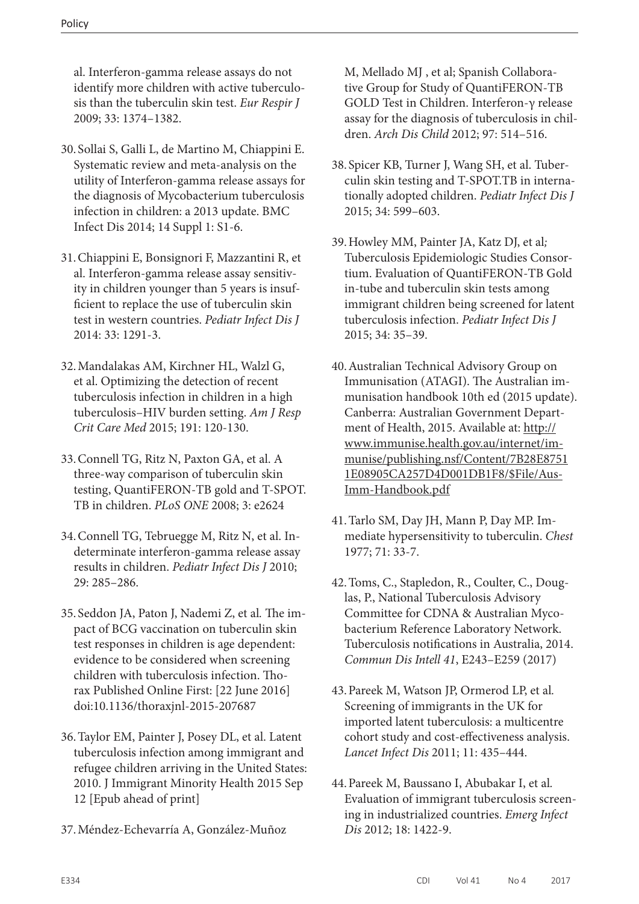al. Interferon-gamma release assays do not identify more children with active tuberculosis than the tuberculin skin test. *Eur Respir J* 2009; 33: 1374–1382.

30. Sollai S, Galli L, de Martino M, Chiappini E. Systematic review and meta-analysis on the utility of Interferon-gamma release assays for the diagnosis of Mycobacterium tuberculosis infection in children: a 2013 update. BMC Infect Dis 2014; 14 Suppl 1: S1-6.

31. Chiappini E, Bonsignori F, Mazzantini R, et al. Interferon-gamma release assay sensitivity in children younger than 5 years is insufficient to replace the use of tuberculin skin test in western countries. *Pediatr Infect Dis J* 2014: 33: 1291-3.

32. Mandalakas AM, Kirchner HL, Walzl G, et al. Optimizing the detection of recent tuberculosis infection in children in a high tuberculosis–HIV burden setting. *Am J Resp Crit Care Med* 2015; 191: 120-130.

33. Connell TG, Ritz N, Paxton GA, et al. A three-way comparison of tuberculin skin testing, QuantiFERON-TB gold and T-SPOT.TB in children. *PLoS ONE* 2008; 3: e2624

34. Connell TG, Tebruegge M, Ritz N, et al. Indeterminate interferon-gamma release assay results in children. *Pediatr Infect Dis J* 2010; 29: 285–286.

35. Seddon JA, Paton J, Nademi Z, et al*.* The impact of BCG vaccination on tuberculin skin test responses in children is age dependent: evidence to be considered when screening children with tuberculosis infection. Thorax Published Online First: [22 June 2016] doi:10.1136/thoraxjnl-2015-207687

36. Taylor EM, Painter J, Posey DL, et al. Latent tuberculosis infection among immigrant and refugee children arriving in the United States: 2010. J Immigrant Minority Health 2015 Sep 12 [Epub ahead of print]

37. Méndez-Echevarría A, González-Muñoz M, Mellado MJ , et al; Spanish Collaborative Group for Study of QuantiFERON-TB GOLD Test in Children. Interferon-γ release assay for the diagnosis of tuberculosis in children. *Arch Dis Child* 2012; 97: 514–516.

38. Spicer KB, Turner J, Wang SH, et al. Tuberculin skin testing and T-SPOT.TB in internationally adopted children. *Pediatr Infect Dis J* 2015; 34: 599–603.

39. Howley MM, Painter JA, Katz DJ, et al*;* Tuberculosis Epidemiologic Studies Consortium. Evaluation of QuantiFERON-TB Gold in-tube and tuberculin skin tests among immigrant children being screened for latent tuberculosis infection. *Pediatr Infect Dis J* 2015; 34: 35–39.

40. Australian Technical Advisory Group on Immunisation (ATAGI). The Australian immunisation handbook 10th ed (2015 update). Canberra: Australian Government Department of Health, 2015. Available at: http://www.immunise.health.gov.au/internet/immunise/publishing.nsf/Content/7B28E87511E08905CA257D4D001DB1F8/$File/Aus-Imm-Handbook.pdf

41. Tarlo SM, Day JH, Mann P, Day MP. Immediate hypersensitivity to tuberculin. *Chest* 1977; 71: 33-7.

42. Toms, C., Stapledon, R., Coulter, C., Douglas, P., National Tuberculosis Advisory Committee for CDNA & Australian Mycobacterium Reference Laboratory Network. Tuberculosis notifications in Australia, 2014. *Commun Dis Intell 41*, E243–E259 (2017)

43. Pareek M, Watson JP, Ormerod LP, et al*.* Screening of immigrants in the UK for imported latent tuberculosis: a multicentre cohort study and cost-effectiveness analysis. *Lancet Infect Dis* 2011; 11: 435–444.

44. Pareek M, Baussano I, Abubakar I, et al*.* Evaluation of immigrant tuberculosis screening in industrialized countries. *Emerg Infect Dis* 2012; 18: 1422-9.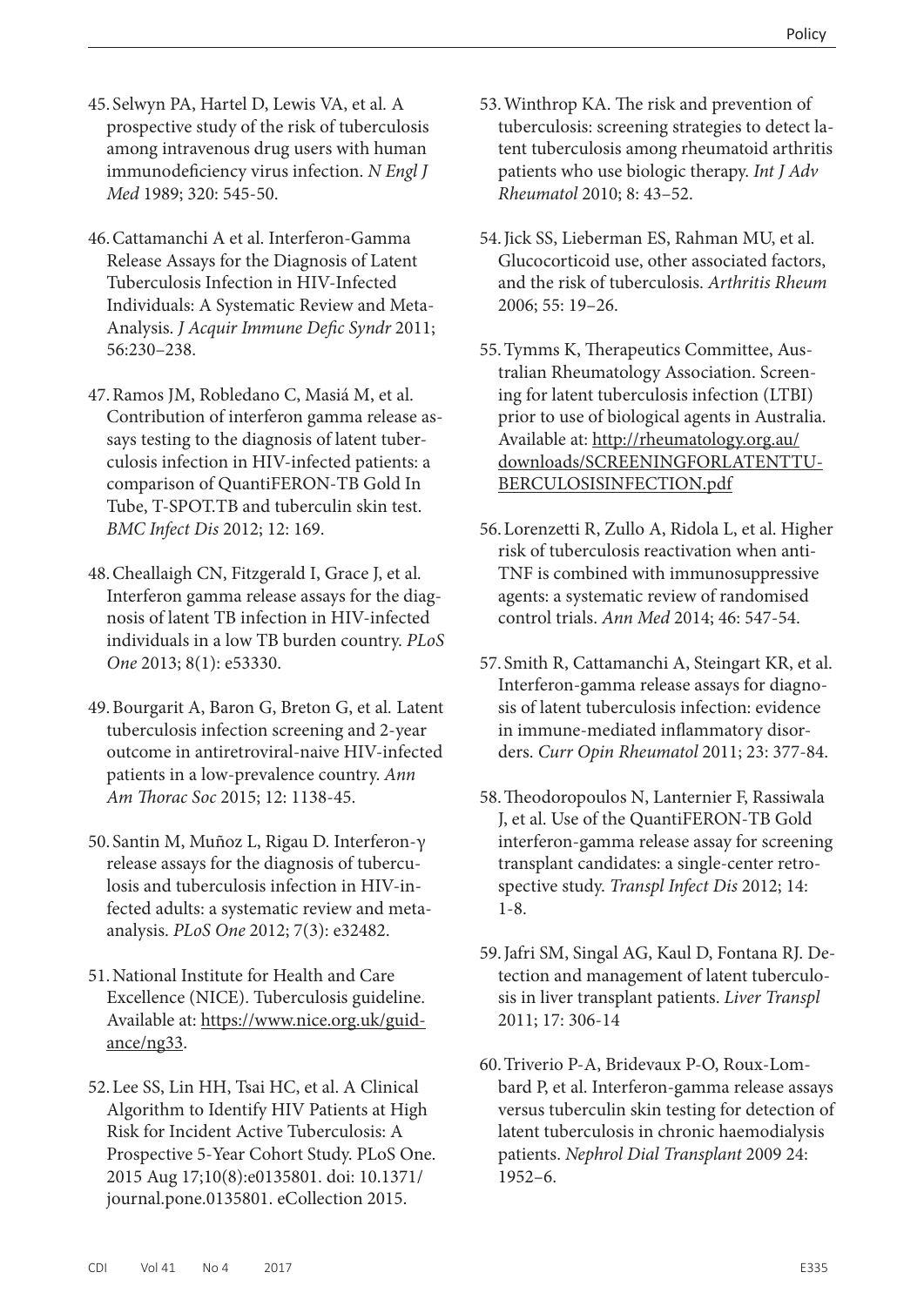45. Selwyn PA, Hartel D, Lewis VA, et al. A prospective study of the risk of tuberculosis among intravenous drug users with human immunodeficiency virus infection. *N Engl J Med* 1989; 320: 545-50.

46. Cattamanchi A et al. Interferon-Gamma Release Assays for the Diagnosis of Latent Tuberculosis Infection in HIV-Infected Individuals: A Systematic Review and Meta-Analysis. *J Acquir Immune Defic Syndr* 2011; 56:230–238.

47. Ramos JM, Robledano C, Masiá M, et al. Contribution of interferon gamma release assays testing to the diagnosis of latent tuberculosis infection in HIV-infected patients: a comparison of QuantiFERON-TB Gold In Tube, T-SPOT.TB and tuberculin skin test. *BMC Infect Dis* 2012; 12: 169.

48. Cheallaigh CN, Fitzgerald I, Grace J, et al. Interferon gamma release assays for the diagnosis of latent TB infection in HIV-infected individuals in a low TB burden country. *PLoS One* 2013; 8(1): e53330.

49. Bourgarit A, Baron G, Breton G, et al. Latent tuberculosis infection screening and 2-year outcome in antiretroviral-naive HIV-infected patients in a low-prevalence country. *Ann Am Thorac Soc* 2015; 12: 1138-45.

50. Santin M, Muñoz L, Rigau D. Interferon-γ release assays for the diagnosis of tuberculosis and tuberculosis infection in HIV-infected adults: a systematic review and meta-analysis. *PLoS One* 2012; 7(3): e32482.

51. National Institute for Health and Care Excellence (NICE). Tuberculosis guideline. Available at: https://www.nice.org.uk/guidance/ng33.

52. Lee SS, Lin HH, Tsai HC, et al. A Clinical Algorithm to Identify HIV Patients at High Risk for Incident Active Tuberculosis: A Prospective 5-Year Cohort Study. PLoS One. 2015 Aug 17;10(8):e0135801. doi: 10.1371/journal.pone.0135801. eCollection 2015.

53. Winthrop KA. The risk and prevention of tuberculosis: screening strategies to detect latent tuberculosis among rheumatoid arthritis patients who use biologic therapy. *Int J Adv Rheumatol* 2010; 8: 43–52.

54. Jick SS, Lieberman ES, Rahman MU, et al. Glucocorticoid use, other associated factors, and the risk of tuberculosis. *Arthritis Rheum* 2006; 55: 19–26.

55. Tymms K, Therapeutics Committee, Australian Rheumatology Association. Screening for latent tuberculosis infection (LTBI) prior to use of biological agents in Australia. Available at: http://rheumatology.org.au/downloads/SCREENINGFORLATENTTUBERCULOSISINFECTION.pdf

56. Lorenzetti R, Zullo A, Ridola L, et al. Higher risk of tuberculosis reactivation when anti-TNF is combined with immunosuppressive agents: a systematic review of randomised control trials. *Ann Med* 2014; 46: 547-54.

57. Smith R, Cattamanchi A, Steingart KR, et al. Interferon-gamma release assays for diagnosis of latent tuberculosis infection: evidence in immune-mediated inflammatory disorders. *Curr Opin Rheumatol* 2011; 23: 377-84.

58. Theodoropoulos N, Lanternier F, Rassiwala J, et al. Use of the QuantiFERON-TB Gold interferon-gamma release assay for screening transplant candidates: a single-center retrospective study. *Transpl Infect Dis* 2012; 14: 1-8.

59. Jafri SM, Singal AG, Kaul D, Fontana RJ. Detection and management of latent tuberculosis in liver transplant patients. *Liver Transpl* 2011; 17: 306-14

60. Triverio P-A, Bridevaux P-O, Roux-Lombard P, et al. Interferon-gamma release assays versus tuberculin skin testing for detection of latent tuberculosis in chronic haemodialysis patients. *Nephrol Dial Transplant* 2009 24: 1952–6.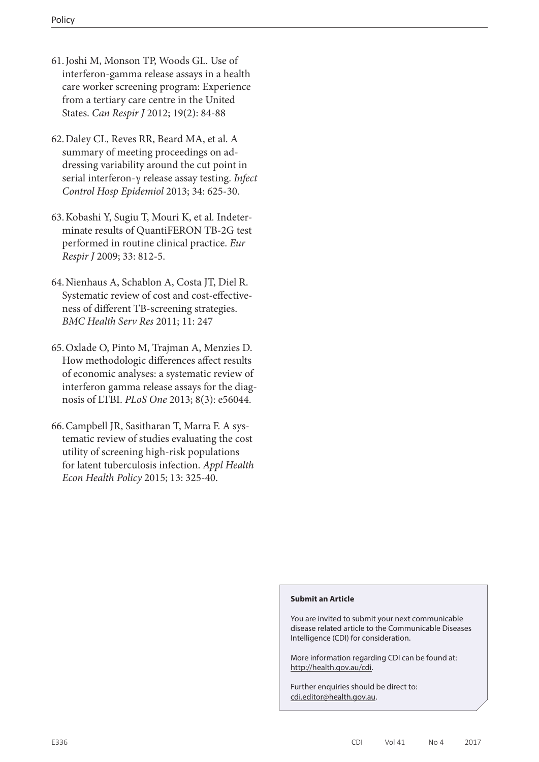61. Joshi M, Monson TP, Woods GL. Use of interferon-gamma release assays in a health care worker screening program: Experience from a tertiary care centre in the United States. *Can Respir J* 2012; 19(2): 84-88

62. Daley CL, Reves RR, Beard MA, et al. A summary of meeting proceedings on addressing variability around the cut point in serial interferon-γ release assay testing. *Infect Control Hosp Epidemiol* 2013; 34: 625-30.

63. Kobashi Y, Sugiu T, Mouri K, et al. Indeterminate results of QuantiFERON TB-2G test performed in routine clinical practice. *Eur Respir J* 2009; 33: 812-5.

64. Nienhaus A, Schablon A, Costa JT, Diel R. Systematic review of cost and cost-effectiveness of different TB-screening strategies. *BMC Health Serv Res* 2011; 11: 247

65. Oxlade O, Pinto M, Trajman A, Menzies D. How methodologic differences affect results of economic analyses: a systematic review of interferon gamma release assays for the diagnosis of LTBI. *PLoS One* 2013; 8(3): e56044.

66. Campbell JR, Sasitharan T, Marra F. A systematic review of studies evaluating the cost utility of screening high-risk populations for latent tuberculosis infection. *Appl Health Econ Health Policy* 2015; 13: 325-40.

**Submit an Article**

You are invited to submit your next communicable disease related article to the Communicable Diseases Intelligence (CDI) for consideration.

More information regarding CDI can be found at: http://health.gov.au/cdi.

Further enquiries should be direct to: cdi.editor@health.gov.au.